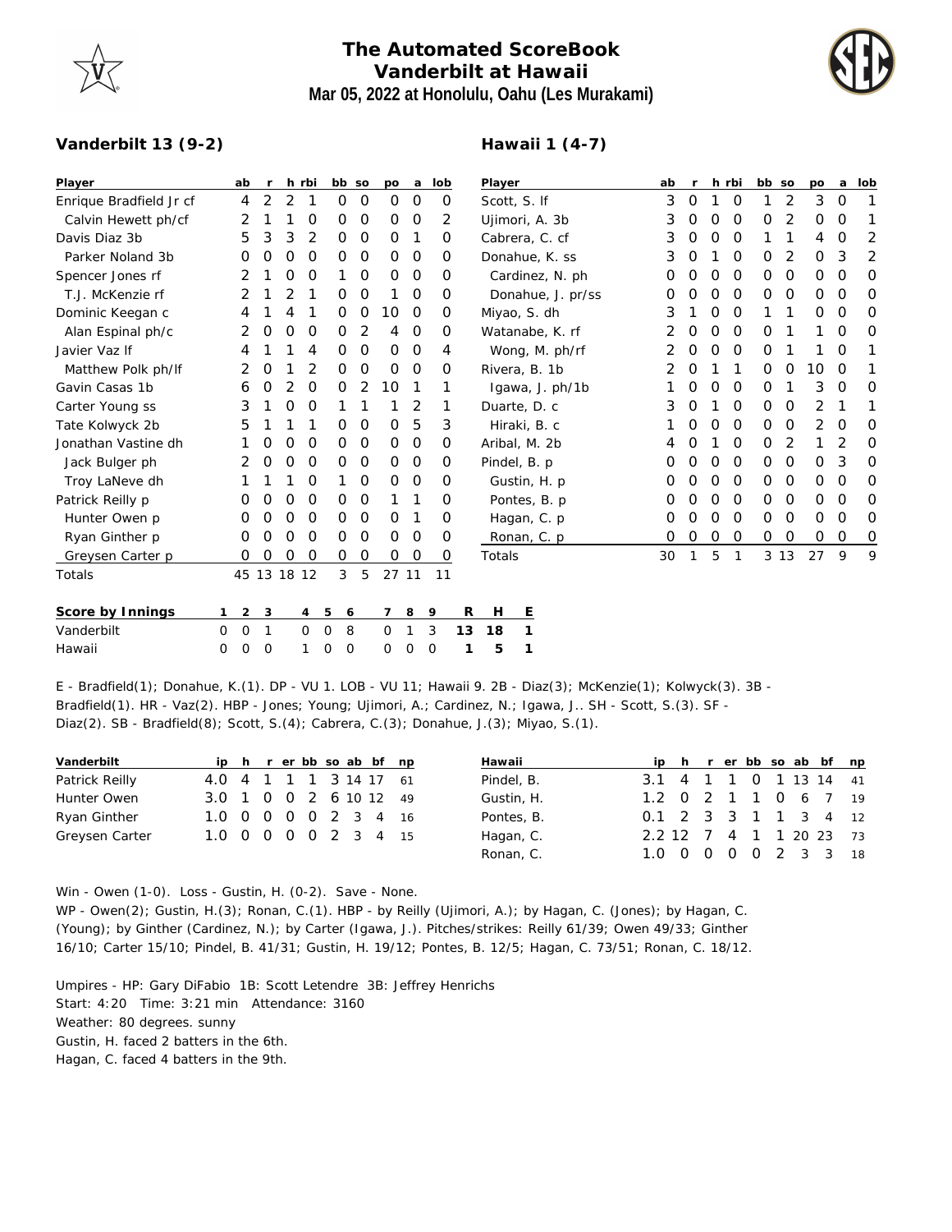# The Automated ScoreBook
## Vanderbilt at Hawaii
### Mar 05, 2022 at Honolulu, Oahu (Les Murakami)

**Vanderbilt 13 (9-2)**

| Player | ab | r | h | rbi | bb | so | po | a | lob |
|---|---|---|---|---|---|---|---|---|---|
| Enrique Bradfield Jr cf | 4 | 2 | 2 | 1 | 0 | 0 | 0 | 0 | 0 |
| Calvin Hewett ph/cf | 2 | 1 | 1 | 0 | 0 | 0 | 0 | 0 | 2 |
| Davis Diaz 3b | 5 | 3 | 3 | 2 | 0 | 0 | 0 | 1 | 0 |
| Parker Noland 3b | 0 | 0 | 0 | 0 | 0 | 0 | 0 | 0 | 0 |
| Spencer Jones rf | 2 | 1 | 0 | 0 | 1 | 0 | 0 | 0 | 0 |
| T.J. McKenzie rf | 2 | 1 | 2 | 1 | 0 | 0 | 1 | 0 | 0 |
| Dominic Keegan c | 4 | 1 | 4 | 1 | 0 | 0 | 10 | 0 | 0 |
| Alan Espinal ph/c | 2 | 0 | 0 | 0 | 0 | 2 | 4 | 0 | 0 |
| Javier Vaz lf | 4 | 1 | 1 | 4 | 0 | 0 | 0 | 0 | 4 |
| Matthew Polk ph/lf | 2 | 0 | 1 | 2 | 0 | 0 | 0 | 0 | 0 |
| Gavin Casas 1b | 6 | 0 | 2 | 0 | 0 | 2 | 10 | 1 | 1 |
| Carter Young ss | 3 | 1 | 0 | 0 | 1 | 1 | 1 | 2 | 1 |
| Tate Kolwyck 2b | 5 | 1 | 1 | 1 | 0 | 0 | 0 | 5 | 3 |
| Jonathan Vastine dh | 1 | 0 | 0 | 0 | 0 | 0 | 0 | 0 | 0 |
| Jack Bulger ph | 2 | 0 | 0 | 0 | 0 | 0 | 0 | 0 | 0 |
| Troy LaNeve dh | 1 | 1 | 1 | 0 | 1 | 0 | 0 | 0 | 0 |
| Patrick Reilly p | 0 | 0 | 0 | 0 | 0 | 0 | 1 | 1 | 0 |
| Hunter Owen p | 0 | 0 | 0 | 0 | 0 | 0 | 0 | 1 | 0 |
| Ryan Ginther p | 0 | 0 | 0 | 0 | 0 | 0 | 0 | 0 | 0 |
| Greysen Carter p | 0 | 0 | 0 | 0 | 0 | 0 | 0 | 0 | 0 |
| Totals | 45 | 13 | 18 | 12 | 3 | 5 | 27 | 11 | 11 |

**Hawaii 1 (4-7)**

| Player | ab | r | h | rbi | bb | so | po | a | lob |
|---|---|---|---|---|---|---|---|---|---|
| Scott, S. lf | 3 | 0 | 1 | 0 | 1 | 2 | 3 | 0 | 1 |
| Ujimori, A. 3b | 3 | 0 | 0 | 0 | 0 | 2 | 0 | 0 | 1 |
| Cabrera, C. cf | 3 | 0 | 0 | 0 | 1 | 1 | 4 | 0 | 2 |
| Donahue, K. ss | 3 | 0 | 1 | 0 | 0 | 2 | 0 | 3 | 2 |
| Cardinez, N. ph | 0 | 0 | 0 | 0 | 0 | 0 | 0 | 0 | 0 |
| Donahue, J. pr/ss | 0 | 0 | 0 | 0 | 0 | 0 | 0 | 0 | 0 |
| Miyao, S. dh | 3 | 1 | 0 | 0 | 1 | 1 | 0 | 0 | 0 |
| Watanabe, K. rf | 2 | 0 | 0 | 0 | 0 | 1 | 1 | 0 | 0 |
| Wong, M. ph/rf | 2 | 0 | 0 | 0 | 0 | 1 | 1 | 0 | 1 |
| Rivera, B. 1b | 2 | 0 | 1 | 1 | 0 | 0 | 10 | 0 | 1 |
| Igawa, J. ph/1b | 1 | 0 | 0 | 0 | 0 | 1 | 3 | 0 | 0 |
| Duarte, D. c | 3 | 0 | 1 | 0 | 0 | 0 | 2 | 1 | 1 |
| Hiraki, B. c | 1 | 0 | 0 | 0 | 0 | 0 | 2 | 0 | 0 |
| Aribal, M. 2b | 4 | 0 | 1 | 0 | 0 | 2 | 1 | 2 | 0 |
| Pindel, B. p | 0 | 0 | 0 | 0 | 0 | 0 | 0 | 3 | 0 |
| Gustin, H. p | 0 | 0 | 0 | 0 | 0 | 0 | 0 | 0 | 0 |
| Pontes, B. p | 0 | 0 | 0 | 0 | 0 | 0 | 0 | 0 | 0 |
| Hagan, C. p | 0 | 0 | 0 | 0 | 0 | 0 | 0 | 0 | 0 |
| Ronan, C. p | 0 | 0 | 0 | 0 | 0 | 0 | 0 | 0 | 0 |
| Totals | 30 | 1 | 5 | 1 | 3 | 13 | 27 | 9 | 9 |

| Score by Innings | 1 | 2 | 3 | 4 | 5 | 6 | 7 | 8 | 9 | R | H | E |
|---|---|---|---|---|---|---|---|---|---|---|---|---|
| Vanderbilt | 0 | 0 | 1 | 0 | 0 | 8 | 0 | 1 | 3 | 13 | 18 | 1 |
| Hawaii | 0 | 0 | 0 | 1 | 0 | 0 | 0 | 0 | 0 | 1 | 5 | 1 |

E - Bradfield(1); Donahue, K.(1). DP - VU 1. LOB - VU 11; Hawaii 9. 2B - Diaz(3); McKenzie(1); Kolwyck(3). 3B - Bradfield(1). HR - Vaz(2). HBP - Jones; Young; Ujimori, A.; Cardinez, N.; Igawa, J.. SH - Scott, S.(3). SF - Diaz(2). SB - Bradfield(8); Scott, S.(4); Cabrera, C.(3); Donahue, J.(3); Miyao, S.(1).

| Vanderbilt | ip | h | r | er | bb | so | ab | bf | np |
|---|---|---|---|---|---|---|---|---|---|
| Patrick Reilly | 4.0 | 4 | 1 | 1 | 1 | 3 | 14 | 17 | 61 |
| Hunter Owen | 3.0 | 1 | 0 | 0 | 2 | 6 | 10 | 12 | 49 |
| Ryan Ginther | 1.0 | 0 | 0 | 0 | 0 | 2 | 3 | 4 | 16 |
| Greysen Carter | 1.0 | 0 | 0 | 0 | 0 | 2 | 3 | 4 | 15 |

| Hawaii | ip | h | r | er | bb | so | ab | bf | np |
|---|---|---|---|---|---|---|---|---|---|
| Pindel, B. | 3.1 | 4 | 1 | 1 | 0 | 1 | 13 | 14 | 41 |
| Gustin, H. | 1.2 | 0 | 2 | 1 | 1 | 0 | 6 | 7 | 19 |
| Pontes, B. | 0.1 | 2 | 3 | 3 | 1 | 1 | 3 | 4 | 12 |
| Hagan, C. | 2.2 | 12 | 7 | 4 | 1 | 1 | 20 | 23 | 73 |
| Ronan, C. | 1.0 | 0 | 0 | 0 | 0 | 2 | 3 | 3 | 18 |

Win - Owen (1-0). Loss - Gustin, H. (0-2). Save - None.
WP - Owen(2); Gustin, H.(3); Ronan, C.(1). HBP - by Reilly (Ujimori, A.); by Hagan, C. (Jones); by Hagan, C. (Young); by Ginther (Cardinez, N.); by Carter (Igawa, J.). Pitches/strikes: Reilly 61/39; Owen 49/33; Ginther 16/10; Carter 15/10; Pindel, B. 41/31; Gustin, H. 19/12; Pontes, B. 12/5; Hagan, C. 73/51; Ronan, C. 18/12.

Umpires - HP: Gary DiFabio 1B: Scott Letendre 3B: Jeffrey Henrichs
Start: 4:20 Time: 3:21 min Attendance: 3160
Weather: 80 degrees. sunny
Gustin, H. faced 2 batters in the 6th.
Hagan, C. faced 4 batters in the 9th.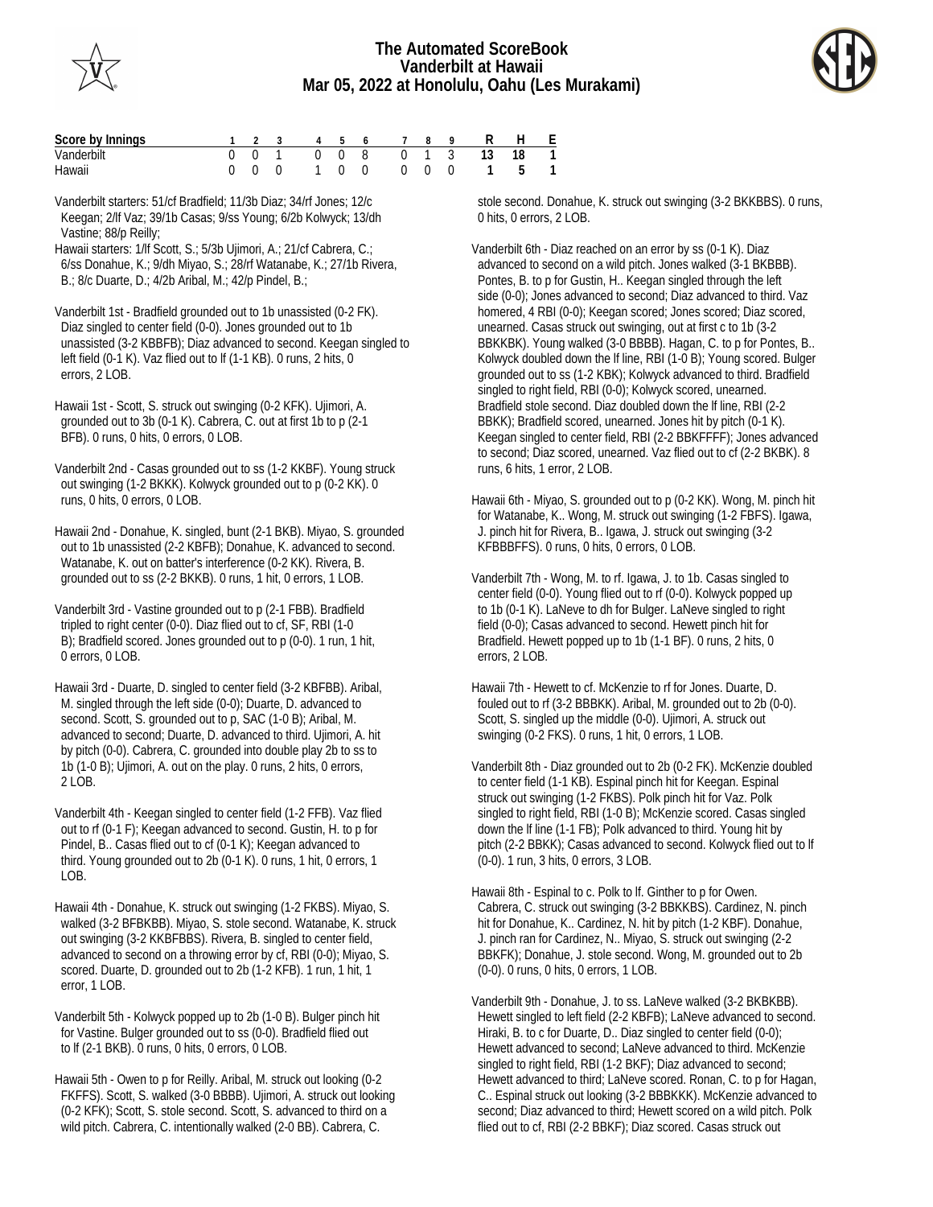# The Automated ScoreBook
## Vanderbilt at Hawaii
## Mar 05, 2022 at Honolulu, Oahu (Les Murakami)

| Score by Innings | 1 | 2 | 3 | 4 | 5 | 6 | 7 | 8 | 9 | R | H | E |
|---|---|---|---|---|---|---|---|---|---|---|---|---|
| Vanderbilt | 0 | 0 | 1 | 0 | 0 | 8 | 0 | 1 | 3 | **13** | **18** | **1** |
| Hawaii | 0 | 0 | 0 | 1 | 0 | 0 | 0 | 0 | 0 | **1** | **5** | **1** |

Vanderbilt starters: 51/cf Bradfield; 11/3b Diaz; 34/rf Jones; 12/c Keegan; 2/lf Vaz; 39/1b Casas; 9/ss Young; 6/2b Kolwyck; 13/dh Vastine; 88/p Reilly;

Hawaii starters: 1/lf Scott, S.; 5/3b Ujimori, A.; 21/cf Cabrera, C.; 6/ss Donahue, K.; 9/dh Miyao, S.; 28/rf Watanabe, K.; 27/1b Rivera, B.; 8/c Duarte, D.; 4/2b Aribal, M.; 42/p Pindel, B.;

Vanderbilt 1st - Bradfield grounded out to 1b unassisted (0-2 FK). Diaz singled to center field (0-0). Jones grounded out to 1b unassisted (3-2 KBBFB); Diaz advanced to second. Keegan singled to left field (0-1 K). Vaz flied out to lf (1-1 KB). 0 runs, 2 hits, 0 errors, 2 LOB.

Hawaii 1st - Scott, S. struck out swinging (0-2 KFK). Ujimori, A. grounded out to 3b (0-1 K). Cabrera, C. out at first 1b to p (2-1 BFB). 0 runs, 0 hits, 0 errors, 0 LOB.

Vanderbilt 2nd - Casas grounded out to ss (1-2 KKBF). Young struck out swinging (1-2 BKKK). Kolwyck grounded out to p (0-2 KK). 0 runs, 0 hits, 0 errors, 0 LOB.

Hawaii 2nd - Donahue, K. singled, bunt (2-1 BKB). Miyao, S. grounded out to 1b unassisted (2-2 KBFB); Donahue, K. advanced to second. Watanabe, K. out on batter's interference (0-2 KK). Rivera, B. grounded out to ss (2-2 BKKB). 0 runs, 1 hit, 0 errors, 1 LOB.

Vanderbilt 3rd - Vastine grounded out to p (2-1 FBB). Bradfield tripled to right center (0-0). Diaz flied out to cf, SF, RBI (1-0 B); Bradfield scored. Jones grounded out to p (0-0). 1 run, 1 hit, 0 errors, 0 LOB.

Hawaii 3rd - Duarte, D. singled to center field (3-2 KBFBB). Aribal, M. singled through the left side (0-0); Duarte, D. advanced to second. Scott, S. grounded out to p, SAC (1-0 B); Aribal, M. advanced to second; Duarte, D. advanced to third. Ujimori, A. hit by pitch (0-0). Cabrera, C. grounded into double play 2b to ss to 1b (1-0 B); Ujimori, A. out on the play. 0 runs, 2 hits, 0 errors, 2 LOB.

Vanderbilt 4th - Keegan singled to center field (1-2 FFB). Vaz flied out to rf (0-1 F); Keegan advanced to second. Gustin, H. to p for Pindel, B.. Casas flied out to cf (0-1 K); Keegan advanced to third. Young grounded out to 2b (0-1 K). 0 runs, 1 hit, 0 errors, 1 LOB.

Hawaii 4th - Donahue, K. struck out swinging (1-2 FKBS). Miyao, S. walked (3-2 BFBKBB). Miyao, S. stole second. Watanabe, K. struck out swinging (3-2 KKBFBBS). Rivera, B. singled to center field, advanced to second on a throwing error by cf, RBI (0-0); Miyao, S. scored. Duarte, D. grounded out to 2b (1-2 KFB). 1 run, 1 hit, 1 error, 1 LOB.

Vanderbilt 5th - Kolwyck popped up to 2b (1-0 B). Bulger pinch hit for Vastine. Bulger grounded out to ss (0-0). Bradfield flied out to lf (2-1 BKB). 0 runs, 0 hits, 0 errors, 0 LOB.

Hawaii 5th - Owen to p for Reilly. Aribal, M. struck out looking (0-2 FKFFS). Scott, S. walked (3-0 BBBB). Ujimori, A. struck out looking (0-2 KFK); Scott, S. stole second. Scott, S. advanced to third on a wild pitch. Cabrera, C. intentionally walked (2-0 BB). Cabrera, C. stole second. Donahue, K. struck out swinging (3-2 BKKBBS). 0 runs, 0 hits, 0 errors, 2 LOB.

Vanderbilt 6th - Diaz reached on an error by ss (0-1 K). Diaz advanced to second on a wild pitch. Jones walked (3-1 BKBBB). Pontes, B. to p for Gustin, H.. Keegan singled through the left side (0-0); Jones advanced to second; Diaz advanced to third. Vaz homered, 4 RBI (0-0); Keegan scored; Jones scored; Diaz scored, unearned. Casas struck out swinging, out at first c to 1b (3-2 BBKKBK). Young walked (3-0 BBBB). Hagan, C. to p for Pontes, B.. Kolwyck doubled down the lf line, RBI (1-0 B); Young scored. Bulger grounded out to ss (1-2 KBK); Kolwyck advanced to third. Bradfield singled to right field, RBI (0-0); Kolwyck scored, unearned. Bradfield stole second. Diaz doubled down the lf line, RBI (2-2 BBKK); Bradfield scored, unearned. Jones hit by pitch (0-1 K). Keegan singled to center field, RBI (2-2 BBKFFFF); Jones advanced to second; Diaz scored, unearned. Vaz flied out to cf (2-2 BKBK). 8 runs, 6 hits, 1 error, 2 LOB.

Hawaii 6th - Miyao, S. grounded out to p (0-2 KK). Wong, M. pinch hit for Watanabe, K.. Wong, M. struck out swinging (1-2 FBFS). Igawa, J. pinch hit for Rivera, B.. Igawa, J. struck out swinging (3-2 KFBBBFFS). 0 runs, 0 hits, 0 errors, 0 LOB.

Vanderbilt 7th - Wong, M. to rf. Igawa, J. to 1b. Casas singled to center field (0-0). Young flied out to rf (0-0). Kolwyck popped up to 1b (0-1 K). LaNeve to dh for Bulger. LaNeve singled to right field (0-0); Casas advanced to second. Hewett pinch hit for Bradfield. Hewett popped up to 1b (1-1 BF). 0 runs, 2 hits, 0 errors, 2 LOB.

Hawaii 7th - Hewett to cf. McKenzie to rf for Jones. Duarte, D. fouled out to rf (3-2 BBBKK). Aribal, M. grounded out to 2b (0-0). Scott, S. singled up the middle (0-0). Ujimori, A. struck out swinging (0-2 FKS). 0 runs, 1 hit, 0 errors, 1 LOB.

Vanderbilt 8th - Diaz grounded out to 2b (0-2 FK). McKenzie doubled to center field (1-1 KB). Espinal pinch hit for Keegan. Espinal struck out swinging (1-2 FKBS). Polk pinch hit for Vaz. Polk singled to right field, RBI (1-0 B); McKenzie scored. Casas singled down the lf line (1-1 FB); Polk advanced to third. Young hit by pitch (2-2 BBKK); Casas advanced to second. Kolwyck flied out to lf (0-0). 1 run, 3 hits, 0 errors, 3 LOB.

Hawaii 8th - Espinal to c. Polk to lf. Ginther to p for Owen. Cabrera, C. struck out swinging (3-2 BBKKBS). Cardinez, N. pinch hit for Donahue, K.. Cardinez, N. hit by pitch (1-2 KBF). Donahue, J. pinch ran for Cardinez, N.. Miyao, S. struck out swinging (2-2 BBKFK); Donahue, J. stole second. Wong, M. grounded out to 2b (0-0). 0 runs, 0 hits, 0 errors, 1 LOB.

Vanderbilt 9th - Donahue, J. to ss. LaNeve walked (3-2 BKBKBB). Hewett singled to left field (2-2 KBFB); LaNeve advanced to second. Hiraki, B. to c for Duarte, D.. Diaz singled to center field (0-0); Hewett advanced to second; LaNeve advanced to third. McKenzie singled to right field, RBI (1-2 BKF); Diaz advanced to second; Hewett advanced to third; LaNeve scored. Ronan, C. to p for Hagan, C.. Espinal struck out looking (3-2 BBBKKK). McKenzie advanced to second; Diaz advanced to third; Hewett scored on a wild pitch. Polk flied out to cf, RBI (2-2 BBKF); Diaz scored. Casas struck out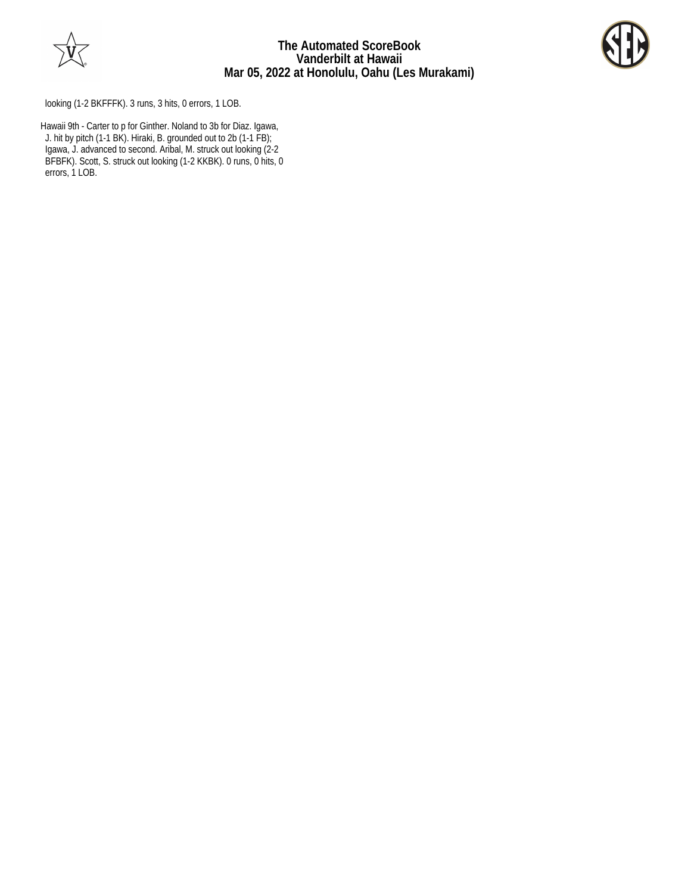looking (1-2 BKFFFK). 3 runs, 3 hits, 0 errors, 1 LOB.

Hawaii 9th - Carter to p for Ginther. Noland to 3b for Diaz. Igawa, J. hit by pitch (1-1 BK). Hiraki, B. grounded out to 2b (1-1 FB); Igawa, J. advanced to second. Aribal, M. struck out looking (2-2 BFBFK). Scott, S. struck out looking (1-2 KKBK). 0 runs, 0 hits, 0 errors, 1 LOB.